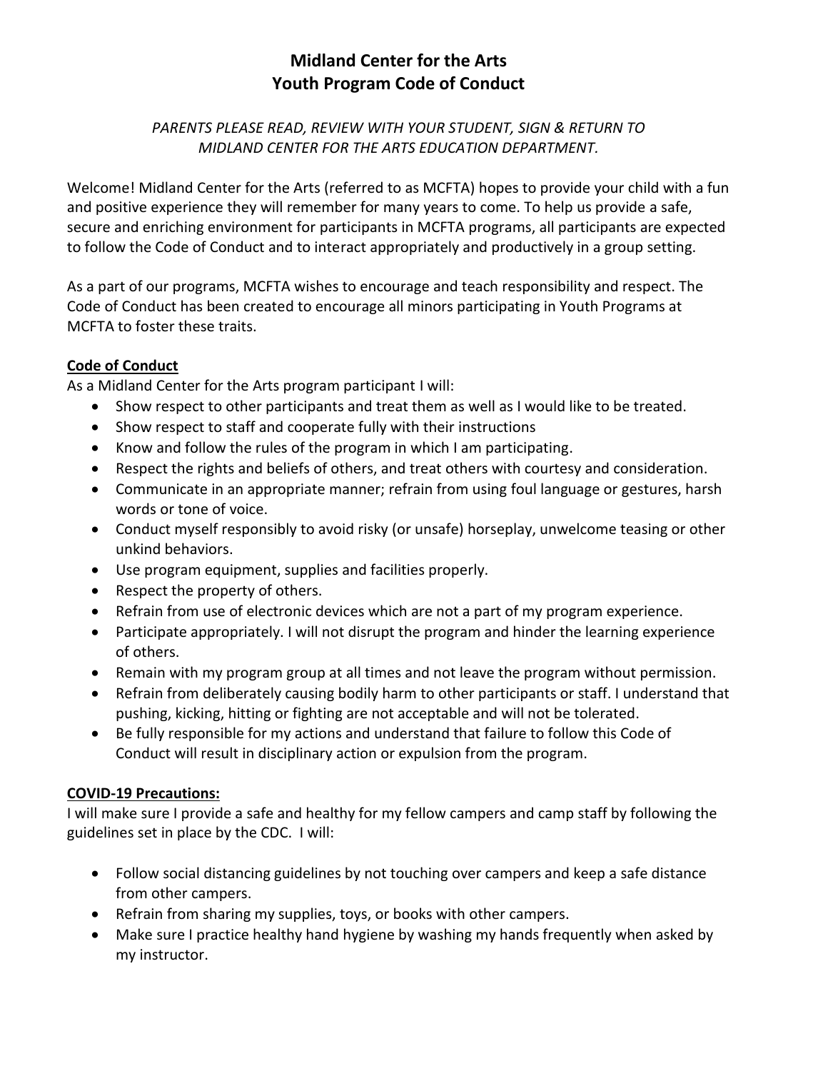# Midland Center for the Arts
# Youth Program Code of Conduct

*PARENTS PLEASE READ, REVIEW WITH YOUR STUDENT, SIGN & RETURN TO MIDLAND CENTER FOR THE ARTS EDUCATION DEPARTMENT.*

Welcome! Midland Center for the Arts (referred to as MCFTA) hopes to provide your child with a fun and positive experience they will remember for many years to come. To help us provide a safe, secure and enriching environment for participants in MCFTA programs, all participants are expected to follow the Code of Conduct and to interact appropriately and productively in a group setting.

As a part of our programs, MCFTA wishes to encourage and teach responsibility and respect. The Code of Conduct has been created to encourage all minors participating in Youth Programs at MCFTA to foster these traits.

**Code of Conduct**

As a Midland Center for the Arts program participant I will:

- Show respect to other participants and treat them as well as I would like to be treated.
- Show respect to staff and cooperate fully with their instructions
- Know and follow the rules of the program in which I am participating.
- Respect the rights and beliefs of others, and treat others with courtesy and consideration.
- Communicate in an appropriate manner; refrain from using foul language or gestures, harsh words or tone of voice.
- Conduct myself responsibly to avoid risky (or unsafe) horseplay, unwelcome teasing or other unkind behaviors.
- Use program equipment, supplies and facilities properly.
- Respect the property of others.
- Refrain from use of electronic devices which are not a part of my program experience.
- Participate appropriately. I will not disrupt the program and hinder the learning experience of others.
- Remain with my program group at all times and not leave the program without permission.
- Refrain from deliberately causing bodily harm to other participants or staff. I understand that pushing, kicking, hitting or fighting are not acceptable and will not be tolerated.
- Be fully responsible for my actions and understand that failure to follow this Code of Conduct will result in disciplinary action or expulsion from the program.

**COVID-19 Precautions:**

I will make sure I provide a safe and healthy for my fellow campers and camp staff by following the guidelines set in place by the CDC. I will:

- Follow social distancing guidelines by not touching over campers and keep a safe distance from other campers.
- Refrain from sharing my supplies, toys, or books with other campers.
- Make sure I practice healthy hand hygiene by washing my hands frequently when asked by my instructor.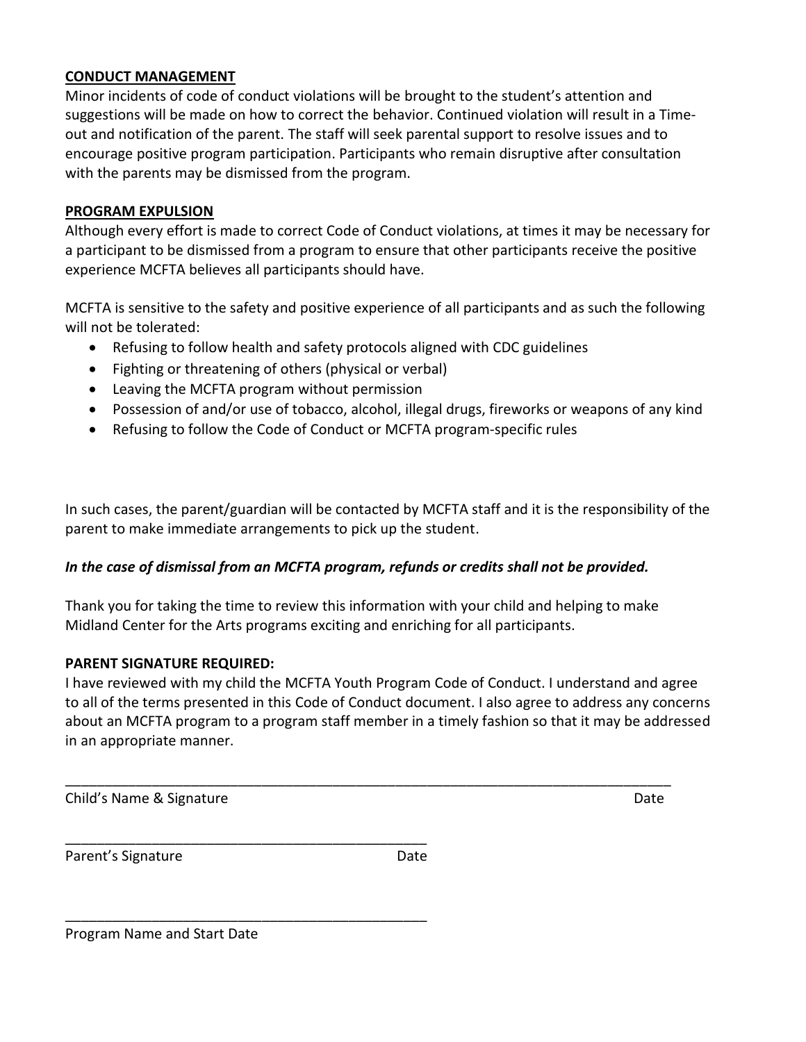**<u>CONDUCT MANAGEMENT</u>**

Minor incidents of code of conduct violations will be brought to the student's attention and suggestions will be made on how to correct the behavior. Continued violation will result in a Time-out and notification of the parent. The staff will seek parental support to resolve issues and to encourage positive program participation. Participants who remain disruptive after consultation with the parents may be dismissed from the program.

**<u>PROGRAM EXPULSION</u>**

Although every effort is made to correct Code of Conduct violations, at times it may be necessary for a participant to be dismissed from a program to ensure that other participants receive the positive experience MCFTA believes all participants should have.

MCFTA is sensitive to the safety and positive experience of all participants and as such the following will not be tolerated:

- Refusing to follow health and safety protocols aligned with CDC guidelines
- Fighting or threatening of others (physical or verbal)
- Leaving the MCFTA program without permission
- Possession of and/or use of tobacco, alcohol, illegal drugs, fireworks or weapons of any kind
- Refusing to follow the Code of Conduct or MCFTA program-specific rules

In such cases, the parent/guardian will be contacted by MCFTA staff and it is the responsibility of the parent to make immediate arrangements to pick up the student.

***In the case of dismissal from an MCFTA program, refunds or credits shall not be provided.***

Thank you for taking the time to review this information with your child and helping to make Midland Center for the Arts programs exciting and enriching for all participants.

**PARENT SIGNATURE REQUIRED:**

I have reviewed with my child the MCFTA Youth Program Code of Conduct. I understand and agree to all of the terms presented in this Code of Conduct document. I also agree to address any concerns about an MCFTA program to a program staff member in a timely fashion so that it may be addressed in an appropriate manner.

\_\_\_\_\_\_\_\_\_\_\_\_\_\_\_\_\_\_\_\_\_\_\_\_\_\_\_\_\_\_\_\_\_\_\_\_\_\_\_\_\_\_\_\_\_\_\_\_\_\_\_\_\_\_\_\_\_\_\_\_\_\_\_\_\_\_\_\_\_\_\_\_

Child's Name & Signature Date

\_\_\_\_\_\_\_\_\_\_\_\_\_\_\_\_\_\_\_\_\_\_\_\_\_\_\_\_\_\_\_\_\_\_\_\_\_\_\_\_\_\_\_\_

Parent's Signature Date

\_\_\_\_\_\_\_\_\_\_\_\_\_\_\_\_\_\_\_\_\_\_\_\_\_\_\_\_\_\_\_\_\_\_\_\_\_\_\_\_\_\_\_\_

Program Name and Start Date